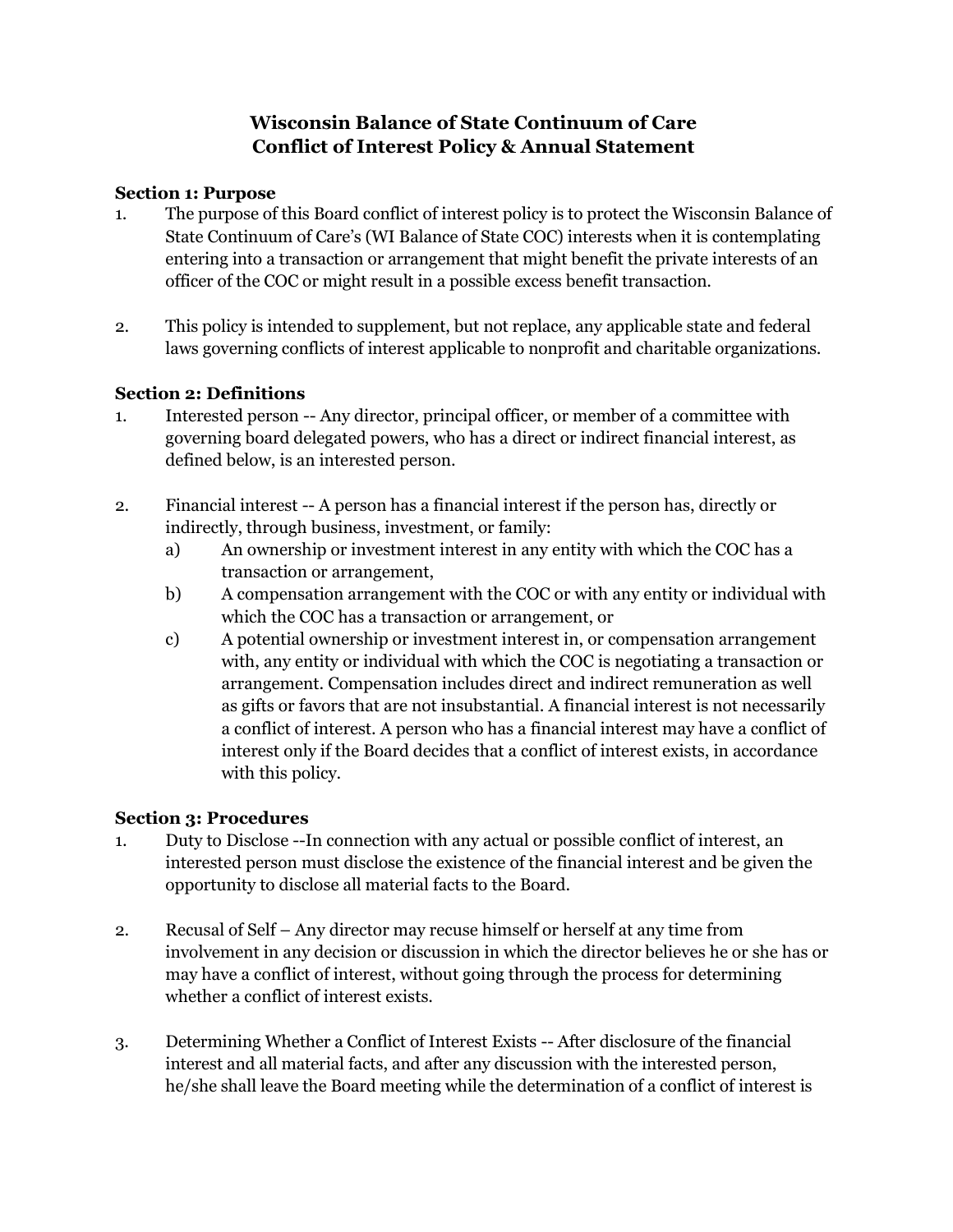# Wisconsin Balance of State Continuum of Care
# Conflict of Interest Policy & Annual Statement

### Section 1: Purpose

1. The purpose of this Board conflict of interest policy is to protect the Wisconsin Balance of State Continuum of Care's (WI Balance of State COC) interests when it is contemplating entering into a transaction or arrangement that might benefit the private interests of an officer of the COC or might result in a possible excess benefit transaction.

2. This policy is intended to supplement, but not replace, any applicable state and federal laws governing conflicts of interest applicable to nonprofit and charitable organizations.

### Section 2: Definitions

1. Interested person -- Any director, principal officer, or member of a committee with governing board delegated powers, who has a direct or indirect financial interest, as defined below, is an interested person.

2. Financial interest -- A person has a financial interest if the person has, directly or indirectly, through business, investment, or family:
   a) An ownership or investment interest in any entity with which the COC has a transaction or arrangement,
   b) A compensation arrangement with the COC or with any entity or individual with which the COC has a transaction or arrangement, or
   c) A potential ownership or investment interest in, or compensation arrangement with, any entity or individual with which the COC is negotiating a transaction or arrangement. Compensation includes direct and indirect remuneration as well as gifts or favors that are not insubstantial. A financial interest is not necessarily a conflict of interest. A person who has a financial interest may have a conflict of interest only if the Board decides that a conflict of interest exists, in accordance with this policy.

### Section 3: Procedures

1. Duty to Disclose --In connection with any actual or possible conflict of interest, an interested person must disclose the existence of the financial interest and be given the opportunity to disclose all material facts to the Board.

2. Recusal of Self – Any director may recuse himself or herself at any time from involvement in any decision or discussion in which the director believes he or she has or may have a conflict of interest, without going through the process for determining whether a conflict of interest exists.

3. Determining Whether a Conflict of Interest Exists -- After disclosure of the financial interest and all material facts, and after any discussion with the interested person, he/she shall leave the Board meeting while the determination of a conflict of interest is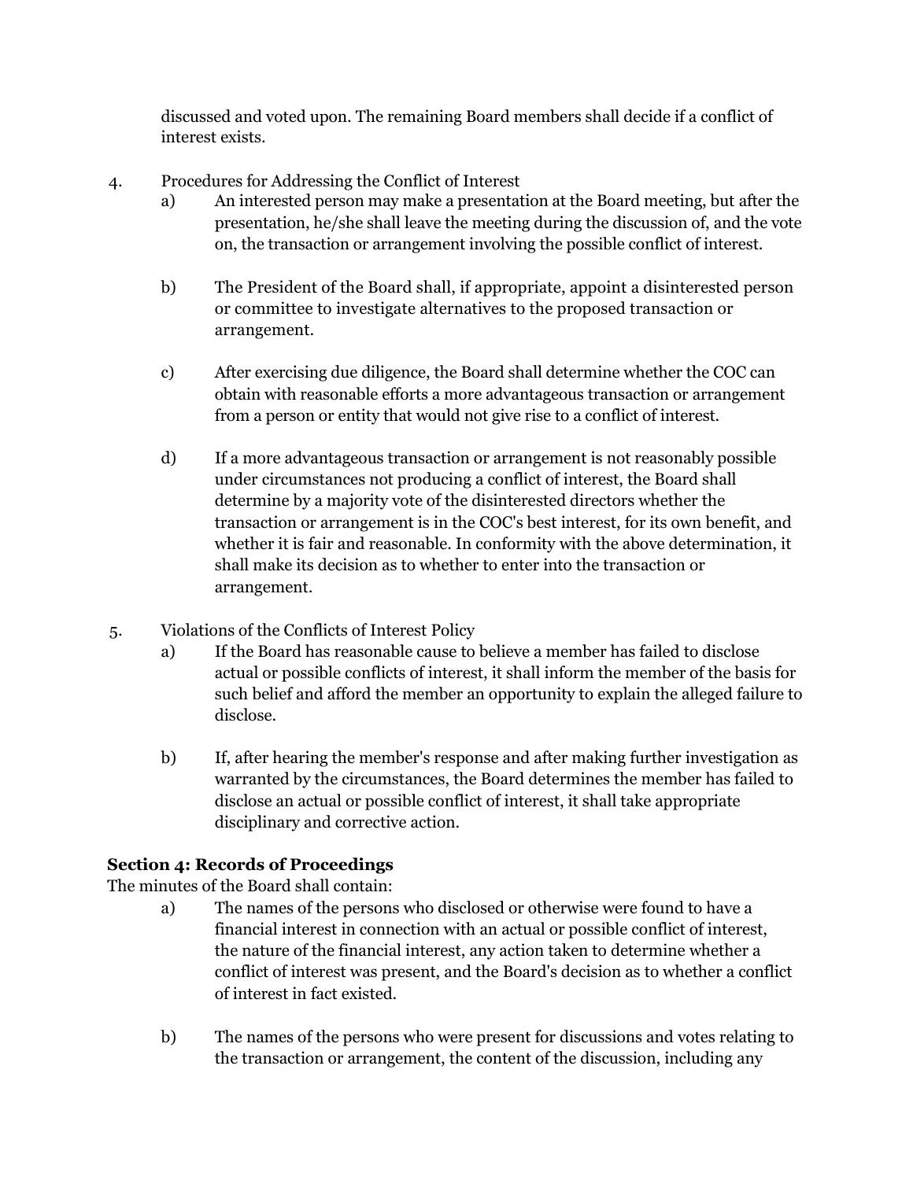discussed and voted upon. The remaining Board members shall decide if a conflict of interest exists.

4. Procedures for Addressing the Conflict of Interest
   a) An interested person may make a presentation at the Board meeting, but after the presentation, he/she shall leave the meeting during the discussion of, and the vote on, the transaction or arrangement involving the possible conflict of interest.

   b) The President of the Board shall, if appropriate, appoint a disinterested person or committee to investigate alternatives to the proposed transaction or arrangement.

   c) After exercising due diligence, the Board shall determine whether the COC can obtain with reasonable efforts a more advantageous transaction or arrangement from a person or entity that would not give rise to a conflict of interest.

   d) If a more advantageous transaction or arrangement is not reasonably possible under circumstances not producing a conflict of interest, the Board shall determine by a majority vote of the disinterested directors whether the transaction or arrangement is in the COC's best interest, for its own benefit, and whether it is fair and reasonable. In conformity with the above determination, it shall make its decision as to whether to enter into the transaction or arrangement.

5. Violations of the Conflicts of Interest Policy
   a) If the Board has reasonable cause to believe a member has failed to disclose actual or possible conflicts of interest, it shall inform the member of the basis for such belief and afford the member an opportunity to explain the alleged failure to disclose.

   b) If, after hearing the member's response and after making further investigation as warranted by the circumstances, the Board determines the member has failed to disclose an actual or possible conflict of interest, it shall take appropriate disciplinary and corrective action.

**Section 4: Records of Proceedings**

The minutes of the Board shall contain:

a) The names of the persons who disclosed or otherwise were found to have a financial interest in connection with an actual or possible conflict of interest, the nature of the financial interest, any action taken to determine whether a conflict of interest was present, and the Board's decision as to whether a conflict of interest in fact existed.

b) The names of the persons who were present for discussions and votes relating to the transaction or arrangement, the content of the discussion, including any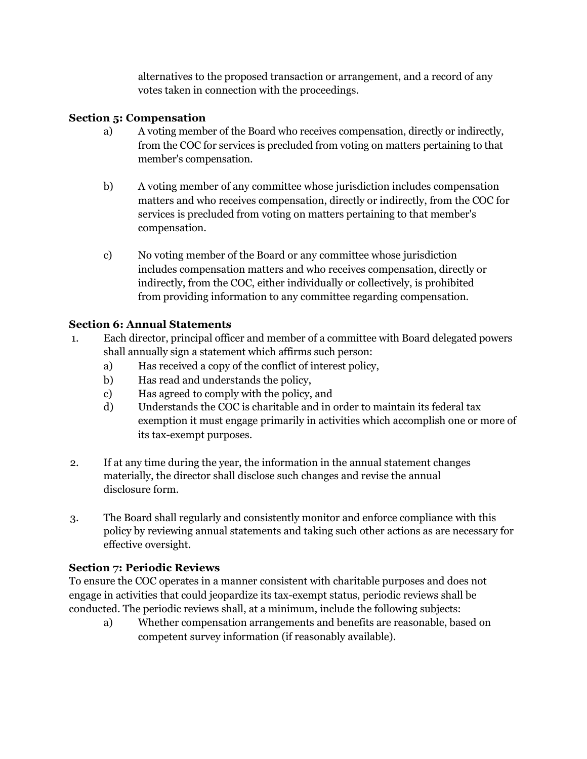alternatives to the proposed transaction or arrangement, and a record of any votes taken in connection with the proceedings.

**Section 5: Compensation**

a) A voting member of the Board who receives compensation, directly or indirectly, from the COC for services is precluded from voting on matters pertaining to that member's compensation.

b) A voting member of any committee whose jurisdiction includes compensation matters and who receives compensation, directly or indirectly, from the COC for services is precluded from voting on matters pertaining to that member's compensation.

c) No voting member of the Board or any committee whose jurisdiction includes compensation matters and who receives compensation, directly or indirectly, from the COC, either individually or collectively, is prohibited from providing information to any committee regarding compensation.

**Section 6: Annual Statements**

1. Each director, principal officer and member of a committee with Board delegated powers shall annually sign a statement which affirms such person:
   a) Has received a copy of the conflict of interest policy,
   b) Has read and understands the policy,
   c) Has agreed to comply with the policy, and
   d) Understands the COC is charitable and in order to maintain its federal tax exemption it must engage primarily in activities which accomplish one or more of its tax-exempt purposes.

2. If at any time during the year, the information in the annual statement changes materially, the director shall disclose such changes and revise the annual disclosure form.

3. The Board shall regularly and consistently monitor and enforce compliance with this policy by reviewing annual statements and taking such other actions as are necessary for effective oversight.

**Section 7: Periodic Reviews**

To ensure the COC operates in a manner consistent with charitable purposes and does not engage in activities that could jeopardize its tax-exempt status, periodic reviews shall be conducted. The periodic reviews shall, at a minimum, include the following subjects:

a) Whether compensation arrangements and benefits are reasonable, based on competent survey information (if reasonably available).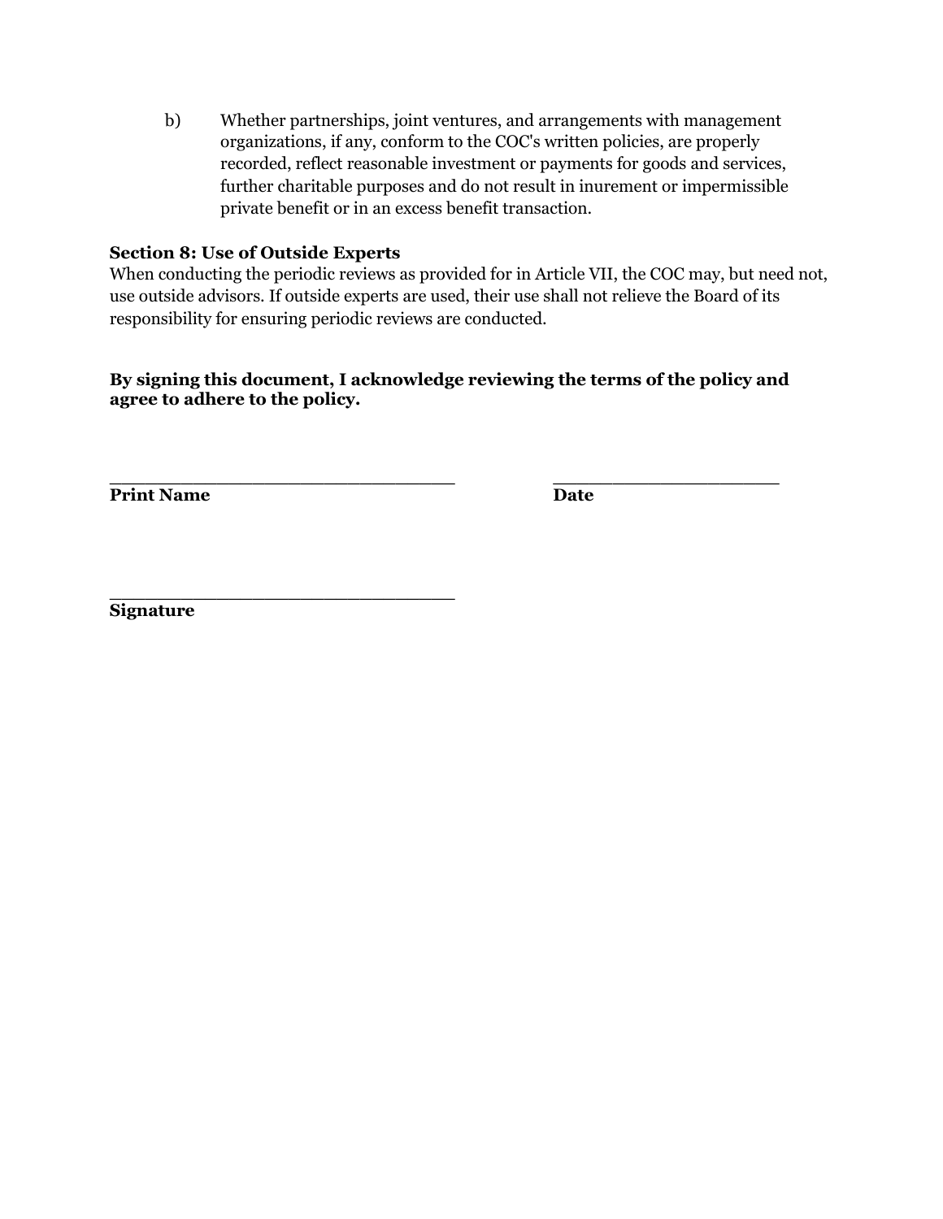b) Whether partnerships, joint ventures, and arrangements with management organizations, if any, conform to the COC's written policies, are properly recorded, reflect reasonable investment or payments for goods and services, further charitable purposes and do not result in inurement or impermissible private benefit or in an excess benefit transaction.

**Section 8: Use of Outside Experts**

When conducting the periodic reviews as provided for in Article VII, the COC may, but need not, use outside advisors. If outside experts are used, their use shall not relieve the Board of its responsibility for ensuring periodic reviews are conducted.

**By signing this document, I acknowledge reviewing the terms of the policy and agree to adhere to the policy.**

______________________________ ____________________

**Print Name** **Date**

______________________________

**Signature**